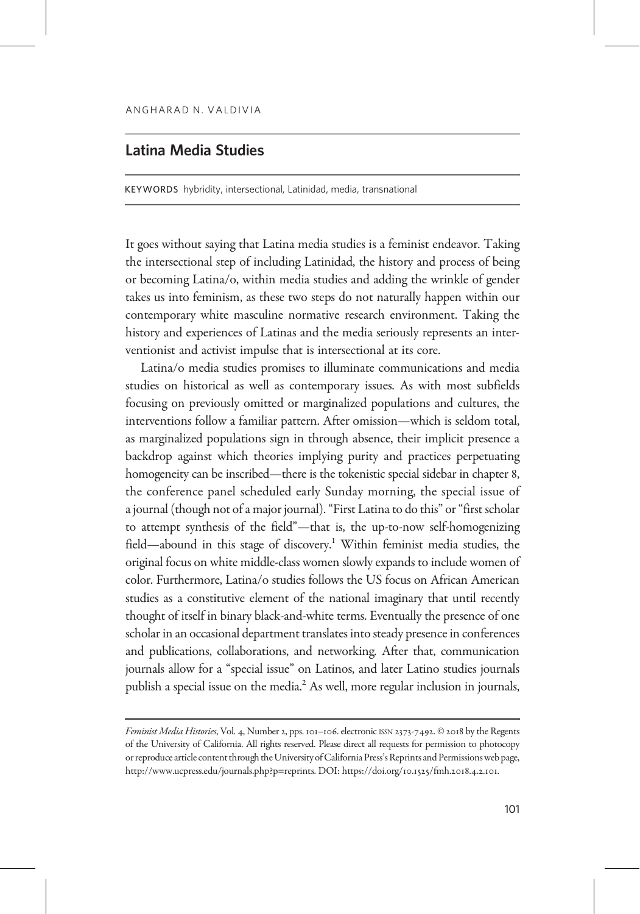ANGHARAD N. VALDIVIA

# Latina Media Studies

KEYWORDS hybridity, intersectional, Latinidad, media, transnational

It goes without saying that Latina media studies is a feminist endeavor. Taking the intersectional step of including Latinidad, the history and process of being or becoming Latina/o, within media studies and adding the wrinkle of gender takes us into feminism, as these two steps do not naturally happen within our contemporary white masculine normative research environment. Taking the history and experiences of Latinas and the media seriously represents an interventionist and activist impulse that is intersectional at its core.

Latina/o media studies promises to illuminate communications and media studies on historical as well as contemporary issues. As with most subfields focusing on previously omitted or marginalized populations and cultures, the interventions follow a familiar pattern. After omission—which is seldom total, as marginalized populations sign in through absence, their implicit presence a backdrop against which theories implying purity and practices perpetuating homogeneity can be inscribed—there is the tokenistic special sidebar in chapter 8, the conference panel scheduled early Sunday morning, the special issue of a journal (though not of a major journal). "First Latina to do this" or "first scholar to attempt synthesis of the field"—that is, the up-to-now self-homogenizing field—abound in this stage of discovery.[1] Within feminist media studies, the original focus on white middle-class women slowly expands to include women of color. Furthermore, Latina/o studies follows the US focus on African American studies as a constitutive element of the national imaginary that until recently thought of itself in binary black-and-white terms. Eventually the presence of one scholar in an occasional department translates into steady presence in conferences and publications, collaborations, and networking. After that, communication journals allow for a "special issue" on Latinos, and later Latino studies journals publish a special issue on the media.[2] As well, more regular inclusion in journals,

*Feminist Media Histories*, Vol. 4, Number 2, pps. 101–106. electronic ISSN 2373-7492. © 2018 by the Regents of the University of California. All rights reserved. Please direct all requests for permission to photocopy or reproduce article content through the University of California Press's Reprints and Permissions web page, http://www.ucpress.edu/journals.php?p=reprints. DOI: https://doi.org/10.1525/fmh.2018.4.2.101.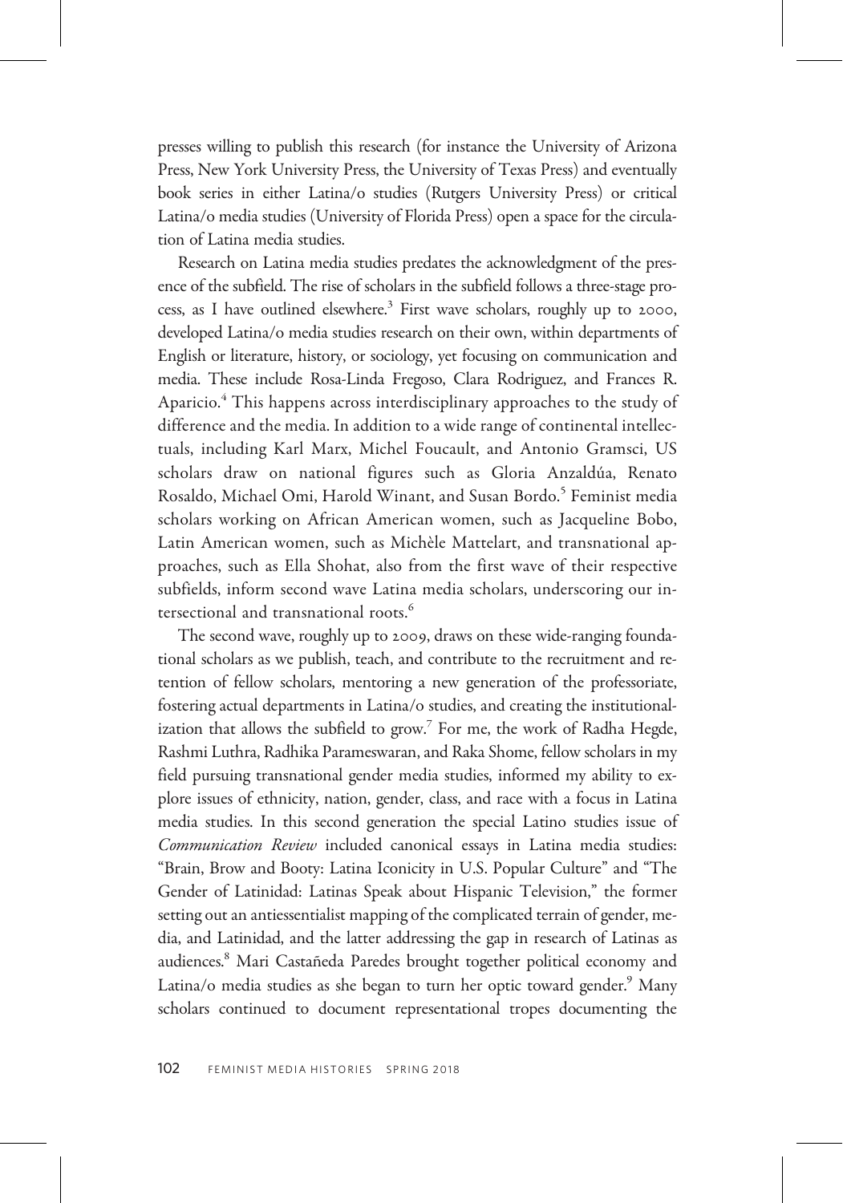presses willing to publish this research (for instance the University of Arizona Press, New York University Press, the University of Texas Press) and eventually book series in either Latina/o studies (Rutgers University Press) or critical Latina/o media studies (University of Florida Press) open a space for the circulation of Latina media studies.

Research on Latina media studies predates the acknowledgment of the presence of the subfield. The rise of scholars in the subfield follows a three-stage process, as I have outlined elsewhere.[3] First wave scholars, roughly up to 2000, developed Latina/o media studies research on their own, within departments of English or literature, history, or sociology, yet focusing on communication and media. These include Rosa-Linda Fregoso, Clara Rodriguez, and Frances R. Aparicio.[4] This happens across interdisciplinary approaches to the study of difference and the media. In addition to a wide range of continental intellectuals, including Karl Marx, Michel Foucault, and Antonio Gramsci, US scholars draw on national figures such as Gloria Anzaldúa, Renato Rosaldo, Michael Omi, Harold Winant, and Susan Bordo.[5] Feminist media scholars working on African American women, such as Jacqueline Bobo, Latin American women, such as Michèle Mattelart, and transnational approaches, such as Ella Shohat, also from the first wave of their respective subfields, inform second wave Latina media scholars, underscoring our intersectional and transnational roots.[6]

The second wave, roughly up to 2009, draws on these wide-ranging foundational scholars as we publish, teach, and contribute to the recruitment and retention of fellow scholars, mentoring a new generation of the professoriate, fostering actual departments in Latina/o studies, and creating the institutionalization that allows the subfield to grow.[7] For me, the work of Radha Hegde, Rashmi Luthra, Radhika Parameswaran, and Raka Shome, fellow scholars in my field pursuing transnational gender media studies, informed my ability to explore issues of ethnicity, nation, gender, class, and race with a focus in Latina media studies. In this second generation the special Latino studies issue of *Communication Review* included canonical essays in Latina media studies: "Brain, Brow and Booty: Latina Iconicity in U.S. Popular Culture" and "The Gender of Latinidad: Latinas Speak about Hispanic Television," the former setting out an antiessentialist mapping of the complicated terrain of gender, media, and Latinidad, and the latter addressing the gap in research of Latinas as audiences.[8] Mari Castañeda Paredes brought together political economy and Latina/o media studies as she began to turn her optic toward gender.[9] Many scholars continued to document representational tropes documenting the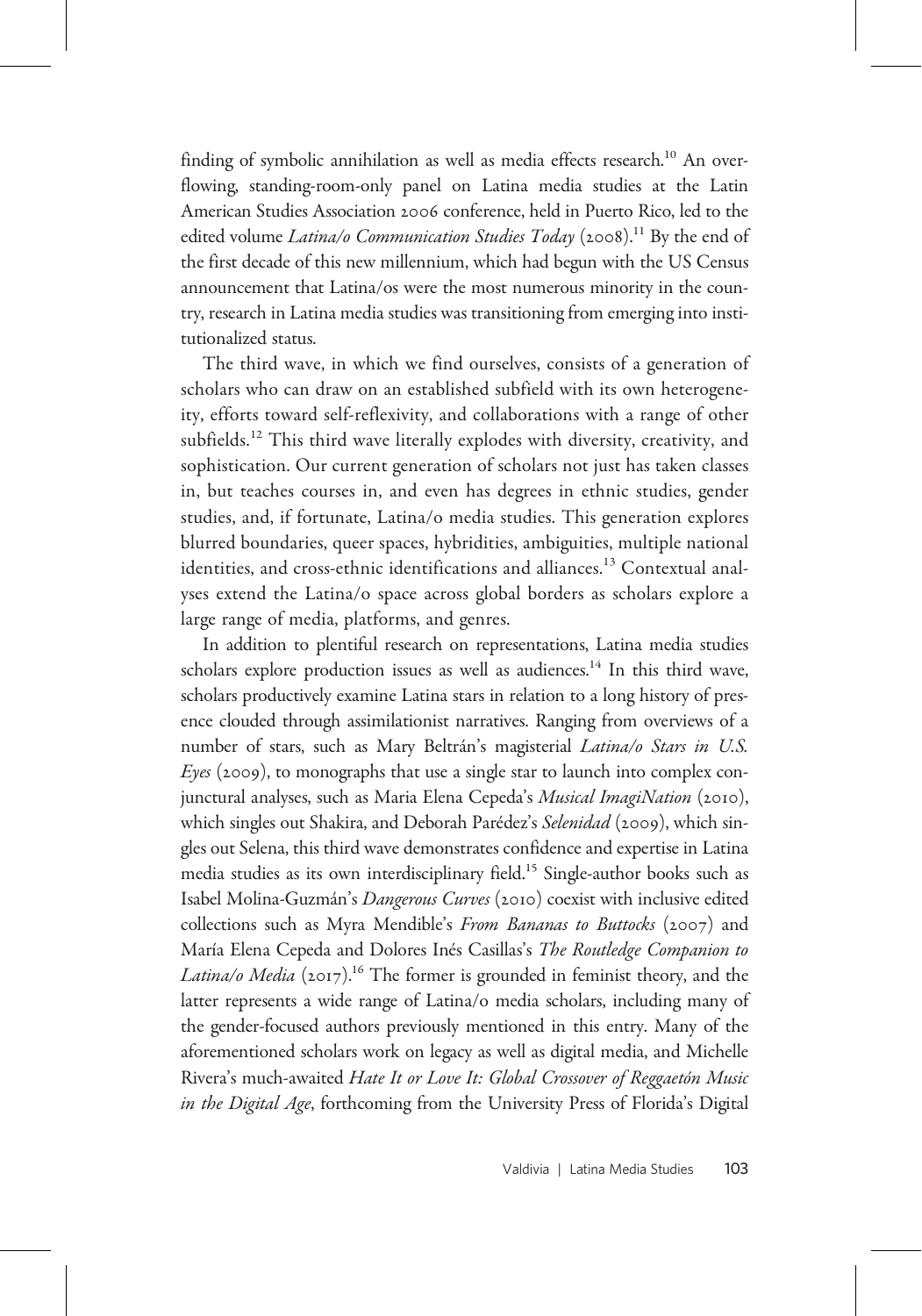finding of symbolic annihilation as well as media effects research.[10] An overflowing, standing-room-only panel on Latina media studies at the Latin American Studies Association 2006 conference, held in Puerto Rico, led to the edited volume *Latina/o Communication Studies Today* (2008).[11] By the end of the first decade of this new millennium, which had begun with the US Census announcement that Latina/os were the most numerous minority in the country, research in Latina media studies was transitioning from emerging into institutionalized status.

The third wave, in which we find ourselves, consists of a generation of scholars who can draw on an established subfield with its own heterogeneity, efforts toward self-reflexivity, and collaborations with a range of other subfields.[12] This third wave literally explodes with diversity, creativity, and sophistication. Our current generation of scholars not just has taken classes in, but teaches courses in, and even has degrees in ethnic studies, gender studies, and, if fortunate, Latina/o media studies. This generation explores blurred boundaries, queer spaces, hybridities, ambiguities, multiple national identities, and cross-ethnic identifications and alliances.[13] Contextual analyses extend the Latina/o space across global borders as scholars explore a large range of media, platforms, and genres.

In addition to plentiful research on representations, Latina media studies scholars explore production issues as well as audiences.[14] In this third wave, scholars productively examine Latina stars in relation to a long history of presence clouded through assimilationist narratives. Ranging from overviews of a number of stars, such as Mary Beltrán's magisterial *Latina/o Stars in U.S. Eyes* (2009), to monographs that use a single star to launch into complex conjunctural analyses, such as Maria Elena Cepeda's *Musical ImagiNation* (2010), which singles out Shakira, and Deborah Parédez's *Selenidad* (2009), which singles out Selena, this third wave demonstrates confidence and expertise in Latina media studies as its own interdisciplinary field.[15] Single-author books such as Isabel Molina-Guzmán's *Dangerous Curves* (2010) coexist with inclusive edited collections such as Myra Mendible's *From Bananas to Buttocks* (2007) and María Elena Cepeda and Dolores Inés Casillas's *The Routledge Companion to Latina/o Media* (2017).[16] The former is grounded in feminist theory, and the latter represents a wide range of Latina/o media scholars, including many of the gender-focused authors previously mentioned in this entry. Many of the aforementioned scholars work on legacy as well as digital media, and Michelle Rivera's much-awaited *Hate It or Love It: Global Crossover of Reggaetón Music in the Digital Age*, forthcoming from the University Press of Florida's Digital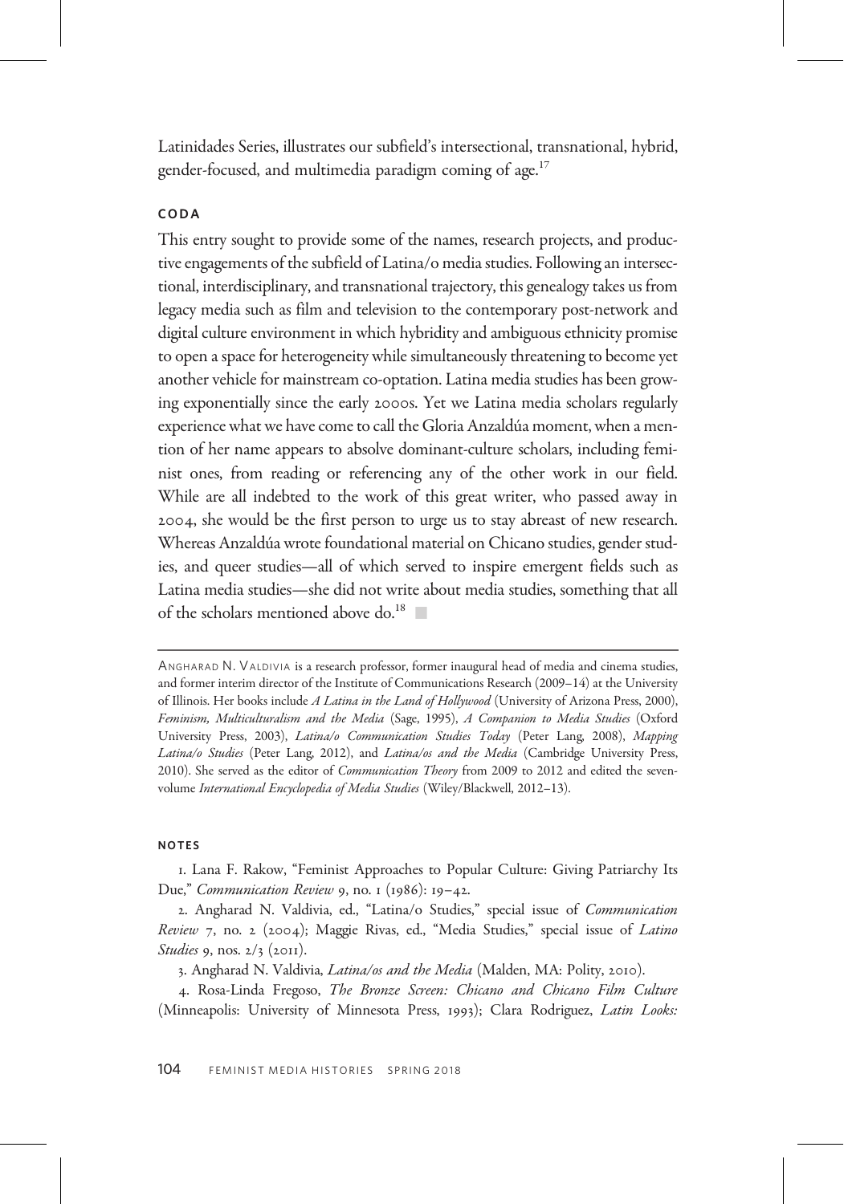Latinidades Series, illustrates our subfield's intersectional, transnational, hybrid, gender-focused, and multimedia paradigm coming of age.[17]

## CODA

This entry sought to provide some of the names, research projects, and productive engagements of the subfield of Latina/o media studies. Following an intersectional, interdisciplinary, and transnational trajectory, this genealogy takes us from legacy media such as film and television to the contemporary post-network and digital culture environment in which hybridity and ambiguous ethnicity promise to open a space for heterogeneity while simultaneously threatening to become yet another vehicle for mainstream co-optation. Latina media studies has been growing exponentially since the early 2000s. Yet we Latina media scholars regularly experience what we have come to call the Gloria Anzaldúa moment, when a mention of her name appears to absolve dominant-culture scholars, including feminist ones, from reading or referencing any of the other work in our field. While are all indebted to the work of this great writer, who passed away in 2004, she would be the first person to urge us to stay abreast of new research. Whereas Anzaldúa wrote foundational material on Chicano studies, gender studies, and queer studies—all of which served to inspire emergent fields such as Latina media studies—she did not write about media studies, something that all of the scholars mentioned above do.[18] ■

---

ANGHARAD N. VALDIVIA is a research professor, former inaugural head of media and cinema studies, and former interim director of the Institute of Communications Research (2009–14) at the University of Illinois. Her books include *A Latina in the Land of Hollywood* (University of Arizona Press, 2000), *Feminism, Multiculturalism and the Media* (Sage, 1995), *A Companion to Media Studies* (Oxford University Press, 2003), *Latina/o Communication Studies Today* (Peter Lang, 2008), *Mapping Latina/o Studies* (Peter Lang, 2012), and *Latina/os and the Media* (Cambridge University Press, 2010). She served as the editor of *Communication Theory* from 2009 to 2012 and edited the seven-volume *International Encyclopedia of Media Studies* (Wiley/Blackwell, 2012–13).

## NOTES

1. Lana F. Rakow, "Feminist Approaches to Popular Culture: Giving Patriarchy Its Due," *Communication Review* 9, no. 1 (1986): 19–42.

2. Angharad N. Valdivia, ed., "Latina/o Studies," special issue of *Communication Review* 7, no. 2 (2004); Maggie Rivas, ed., "Media Studies," special issue of *Latino Studies* 9, nos. 2/3 (2011).

3. Angharad N. Valdivia, *Latina/os and the Media* (Malden, MA: Polity, 2010).

4. Rosa-Linda Fregoso, *The Bronze Screen: Chicano and Chicano Film Culture* (Minneapolis: University of Minnesota Press, 1993); Clara Rodriguez, *Latin Looks:*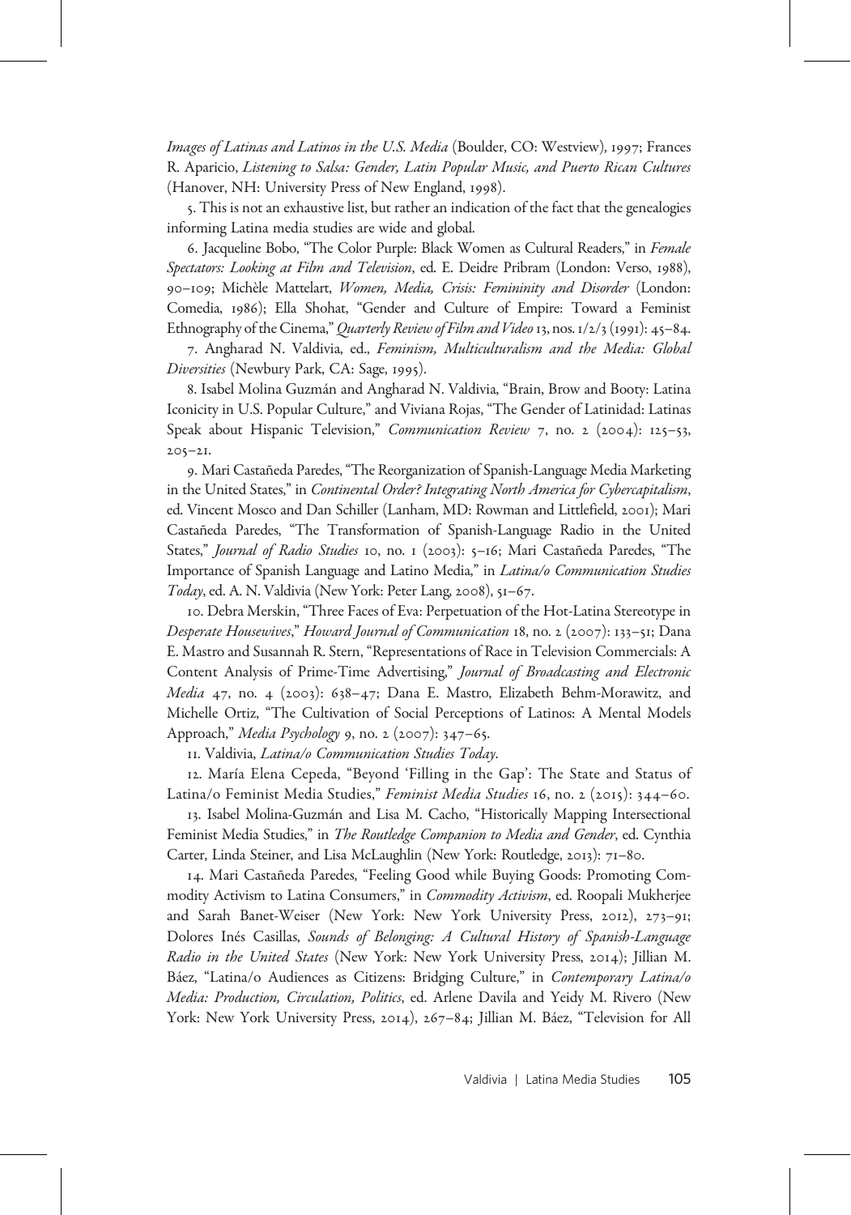*Images of Latinas and Latinos in the U.S. Media* (Boulder, CO: Westview), 1997; Frances R. Aparicio, *Listening to Salsa: Gender, Latin Popular Music, and Puerto Rican Cultures* (Hanover, NH: University Press of New England, 1998).

5. This is not an exhaustive list, but rather an indication of the fact that the genealogies informing Latina media studies are wide and global.

6. Jacqueline Bobo, "The Color Purple: Black Women as Cultural Readers," in *Female Spectators: Looking at Film and Television*, ed. E. Deidre Pribram (London: Verso, 1988), 90–109; Michèle Mattelart, *Women, Media, Crisis: Femininity and Disorder* (London: Comedia, 1986); Ella Shohat, "Gender and Culture of Empire: Toward a Feminist Ethnography of the Cinema," *Quarterly Review of Film and Video* 13, nos. 1/2/3 (1991): 45–84.

7. Angharad N. Valdivia, ed., *Feminism, Multiculturalism and the Media: Global Diversities* (Newbury Park, CA: Sage, 1995).

8. Isabel Molina Guzmán and Angharad N. Valdivia, "Brain, Brow and Booty: Latina Iconicity in U.S. Popular Culture," and Viviana Rojas, "The Gender of Latinidad: Latinas Speak about Hispanic Television," *Communication Review* 7, no. 2 (2004): 125–53, 205–21.

9. Mari Castañeda Paredes, "The Reorganization of Spanish-Language Media Marketing in the United States," in *Continental Order? Integrating North America for Cybercapitalism*, ed. Vincent Mosco and Dan Schiller (Lanham, MD: Rowman and Littlefield, 2001); Mari Castañeda Paredes, "The Transformation of Spanish-Language Radio in the United States," *Journal of Radio Studies* 10, no. 1 (2003): 5–16; Mari Castañeda Paredes, "The Importance of Spanish Language and Latino Media," in *Latina/o Communication Studies Today*, ed. A. N. Valdivia (New York: Peter Lang, 2008), 51–67.

10. Debra Merskin, "Three Faces of Eva: Perpetuation of the Hot-Latina Stereotype in *Desperate Housewives*," *Howard Journal of Communication* 18, no. 2 (2007): 133–51; Dana E. Mastro and Susannah R. Stern, "Representations of Race in Television Commercials: A Content Analysis of Prime-Time Advertising," *Journal of Broadcasting and Electronic Media* 47, no. 4 (2003): 638–47; Dana E. Mastro, Elizabeth Behm-Morawitz, and Michelle Ortiz, "The Cultivation of Social Perceptions of Latinos: A Mental Models Approach," *Media Psychology* 9, no. 2 (2007): 347–65.

11. Valdivia, *Latina/o Communication Studies Today*.

12. María Elena Cepeda, "Beyond 'Filling in the Gap': The State and Status of Latina/o Feminist Media Studies," *Feminist Media Studies* 16, no. 2 (2015): 344–60.

13. Isabel Molina-Guzmán and Lisa M. Cacho, "Historically Mapping Intersectional Feminist Media Studies," in *The Routledge Companion to Media and Gender*, ed. Cynthia Carter, Linda Steiner, and Lisa McLaughlin (New York: Routledge, 2013): 71–80.

14. Mari Castañeda Paredes, "Feeling Good while Buying Goods: Promoting Commodity Activism to Latina Consumers," in *Commodity Activism*, ed. Roopali Mukherjee and Sarah Banet-Weiser (New York: New York University Press, 2012), 273–91; Dolores Inés Casillas, *Sounds of Belonging: A Cultural History of Spanish-Language Radio in the United States* (New York: New York University Press, 2014); Jillian M. Báez, "Latina/o Audiences as Citizens: Bridging Culture," in *Contemporary Latina/o Media: Production, Circulation, Politics*, ed. Arlene Davila and Yeidy M. Rivero (New York: New York University Press, 2014), 267–84; Jillian M. Báez, "Television for All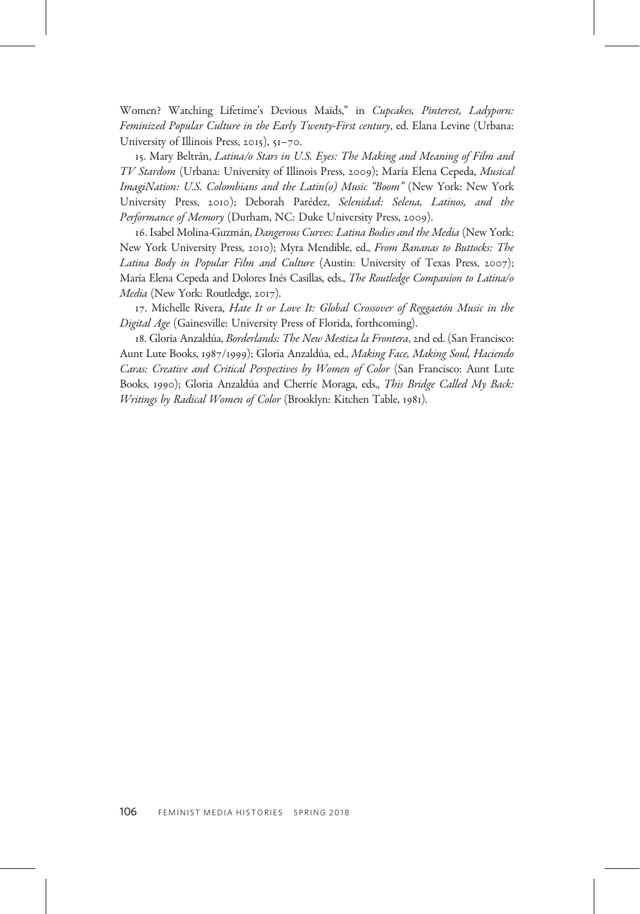Women? Watching Lifetime's Devious Maids," in *Cupcakes, Pinterest, Ladyporn: Feminized Popular Culture in the Early Twenty-First century*, ed. Elana Levine (Urbana: University of Illinois Press, 2015), 51–70.

15. Mary Beltrán, *Latina/o Stars in U.S. Eyes: The Making and Meaning of Film and TV Stardom* (Urbana: University of Illinois Press, 2009); María Elena Cepeda, *Musical ImagiNation: U.S. Colombians and the Latin(o) Music "Boom"* (New York: New York University Press, 2010); Deborah Parédez, *Selenidad: Selena, Latinos, and the Performance of Memory* (Durham, NC: Duke University Press, 2009).

16. Isabel Molina-Guzmán, *Dangerous Curves: Latina Bodies and the Media* (New York: New York University Press, 2010); Myra Mendible, ed., *From Bananas to Buttocks: The Latina Body in Popular Film and Culture* (Austin: University of Texas Press, 2007); María Elena Cepeda and Dolores Inés Casillas, eds., *The Routledge Companion to Latina/o Media* (New York: Routledge, 2017).

17. Michelle Rivera, *Hate It or Love It: Global Crossover of Reggaetón Music in the Digital Age* (Gainesville: University Press of Florida, forthcoming).

18. Gloria Anzaldúa, *Borderlands: The New Mestiza la Frontera*, 2nd ed. (San Francisco: Aunt Lute Books, 1987/1999); Gloria Anzaldúa, ed., *Making Face, Making Soul, Haciendo Caras: Creative and Critical Perspectives by Women of Color* (San Francisco: Aunt Lute Books, 1990); Gloria Anzaldúa and Cherríe Moraga, eds., *This Bridge Called My Back: Writings by Radical Women of Color* (Brooklyn: Kitchen Table, 1981).